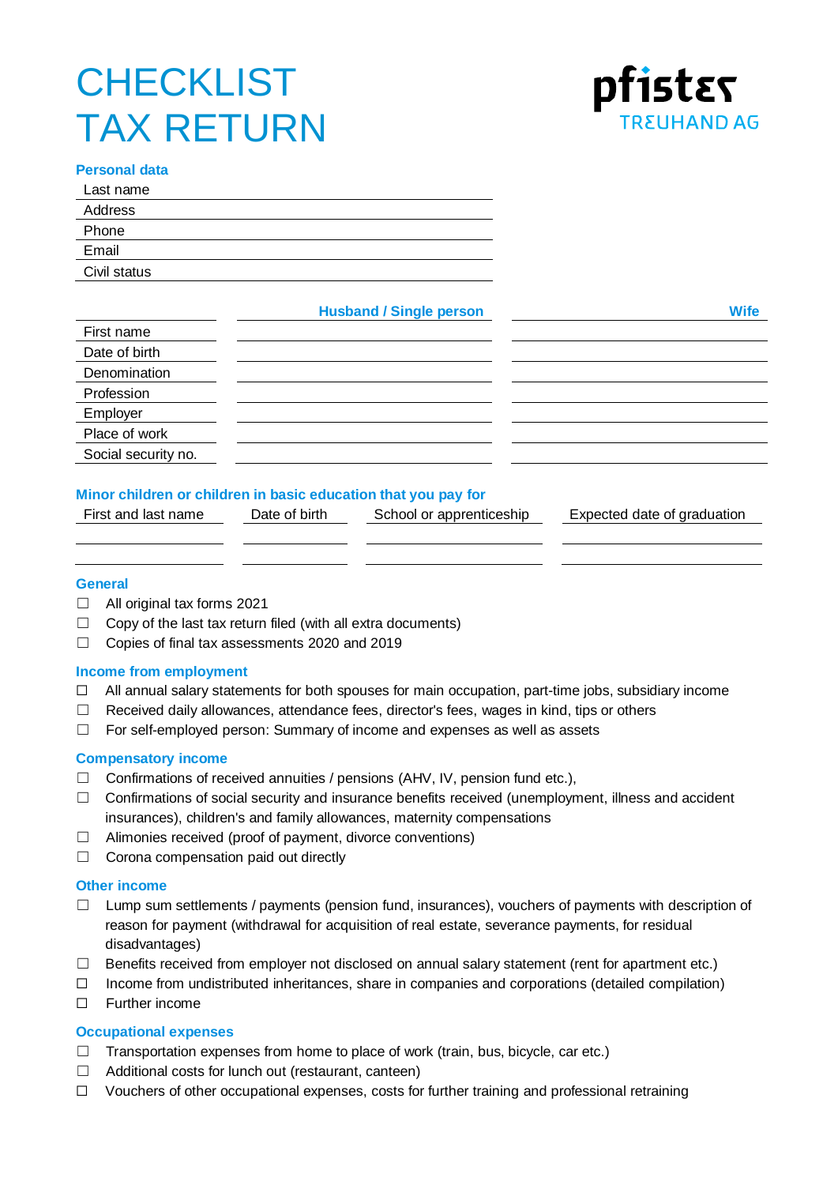# CHECKLIST TAX RETURN

pfister TREUHAND AG

### Personal data

| | |
|---|---|
| Last name | |
| Address | |
| Phone | |
| Email | |
| Civil status | |

| | Husband / Single person | Wife |
|---|---|---|
| First name | | |
| Date of birth | | |
| Denomination | | |
| Profession | | |
| Employer | | |
| Place of work | | |
| Social security no. | | |

### Minor children or children in basic education that you pay for

| First and last name | Date of birth | School or apprenticeship | Expected date of graduation |
|---|---|---|---|
| | | | |
| | | | |

### General

- ☐ All original tax forms 2021
- ☐ Copy of the last tax return filed (with all extra documents)
- ☐ Copies of final tax assessments 2020 and 2019

### Income from employment

- ☐ All annual salary statements for both spouses for main occupation, part-time jobs, subsidiary income
- ☐ Received daily allowances, attendance fees, director's fees, wages in kind, tips or others
- ☐ For self-employed person: Summary of income and expenses as well as assets

### Compensatory income

- ☐ Confirmations of received annuities / pensions (AHV, IV, pension fund etc.),
- ☐ Confirmations of social security and insurance benefits received (unemployment, illness and accident insurances), children's and family allowances, maternity compensations
- ☐ Alimonies received (proof of payment, divorce conventions)
- ☐ Corona compensation paid out directly

### Other income

- ☐ Lump sum settlements / payments (pension fund, insurances), vouchers of payments with description of reason for payment (withdrawal for acquisition of real estate, severance payments, for residual disadvantages)
- ☐ Benefits received from employer not disclosed on annual salary statement (rent for apartment etc.)
- ☐ Income from undistributed inheritances, share in companies and corporations (detailed compilation)
- ☐ Further income

### Occupational expenses

- ☐ Transportation expenses from home to place of work (train, bus, bicycle, car etc.)
- ☐ Additional costs for lunch out (restaurant, canteen)
- ☐ Vouchers of other occupational expenses, costs for further training and professional retraining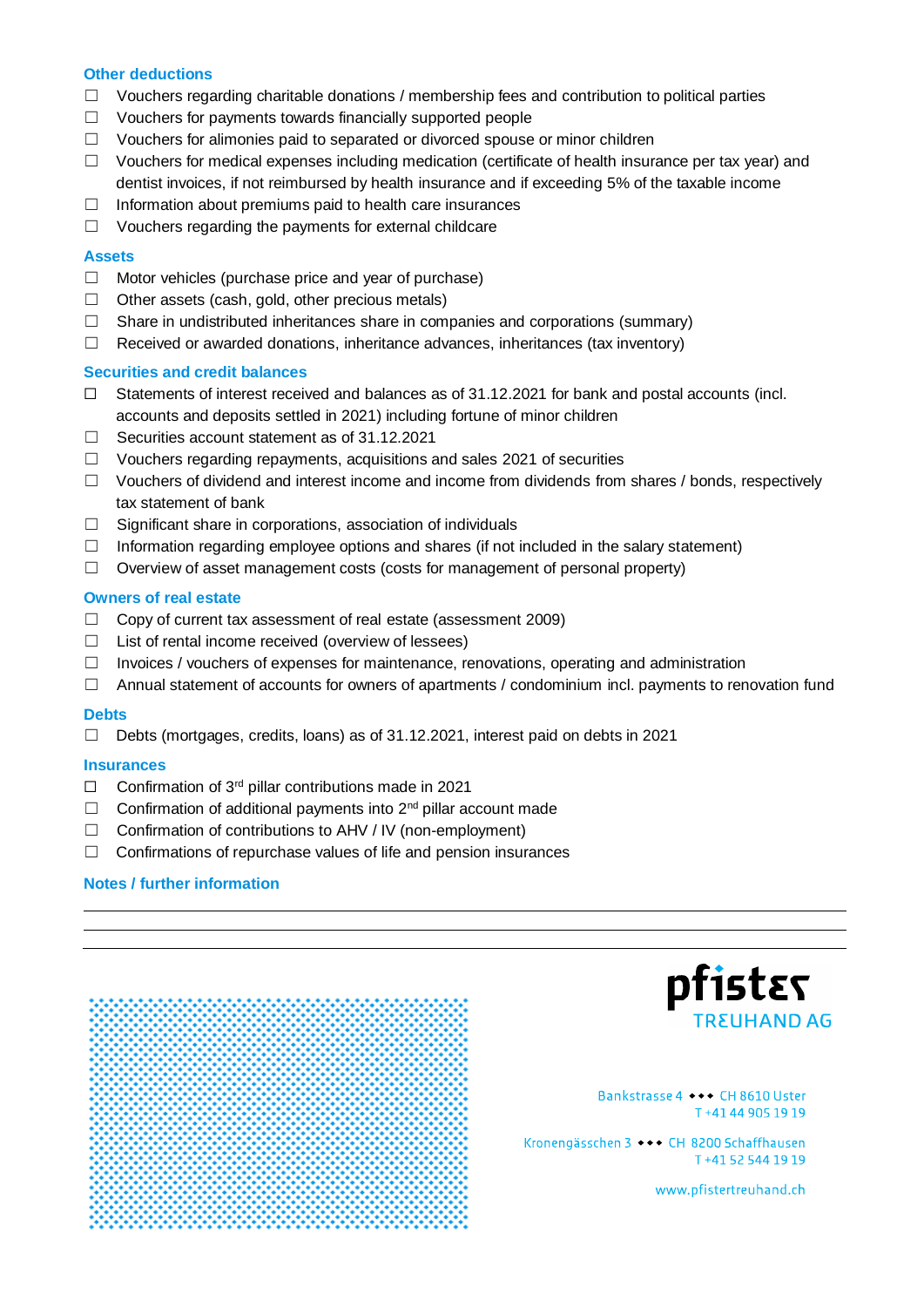### Other deductions

- ☐ Vouchers regarding charitable donations / membership fees and contribution to political parties
- ☐ Vouchers for payments towards financially supported people
- ☐ Vouchers for alimonies paid to separated or divorced spouse or minor children
- ☐ Vouchers for medical expenses including medication (certificate of health insurance per tax year) and dentist invoices, if not reimbursed by health insurance and if exceeding 5% of the taxable income
- ☐ Information about premiums paid to health care insurances
- ☐ Vouchers regarding the payments for external childcare

### Assets

- ☐ Motor vehicles (purchase price and year of purchase)
- ☐ Other assets (cash, gold, other precious metals)
- ☐ Share in undistributed inheritances share in companies and corporations (summary)
- ☐ Received or awarded donations, inheritance advances, inheritances (tax inventory)

### Securities and credit balances

- ☐ Statements of interest received and balances as of 31.12.2021 for bank and postal accounts (incl. accounts and deposits settled in 2021) including fortune of minor children
- ☐ Securities account statement as of 31.12.2021
- ☐ Vouchers regarding repayments, acquisitions and sales 2021 of securities
- ☐ Vouchers of dividend and interest income and income from dividends from shares / bonds, respectively tax statement of bank
- ☐ Significant share in corporations, association of individuals
- ☐ Information regarding employee options and shares (if not included in the salary statement)
- ☐ Overview of asset management costs (costs for management of personal property)

### Owners of real estate

- ☐ Copy of current tax assessment of real estate (assessment 2009)
- ☐ List of rental income received (overview of lessees)
- ☐ Invoices / vouchers of expenses for maintenance, renovations, operating and administration
- ☐ Annual statement of accounts for owners of apartments / condominium incl. payments to renovation fund

### Debts

- ☐ Debts (mortgages, credits, loans) as of 31.12.2021, interest paid on debts in 2021

### Insurances

- ☐ Confirmation of 3rd pillar contributions made in 2021
- ☐ Confirmation of additional payments into 2nd pillar account made
- ☐ Confirmation of contributions to AHV / IV (non-employment)
- ☐ Confirmations of repurchase values of life and pension insurances

### Notes / further information

---

---

---

pfister TREUHAND AG

Bankstrasse 4 ◆◆◆ CH 8610 Uster
T +41 44 905 19 19

Kronengässchen 3 ◆◆◆ CH 8200 Schaffhausen
T +41 52 544 19 19

www.pfistertreuhand.ch